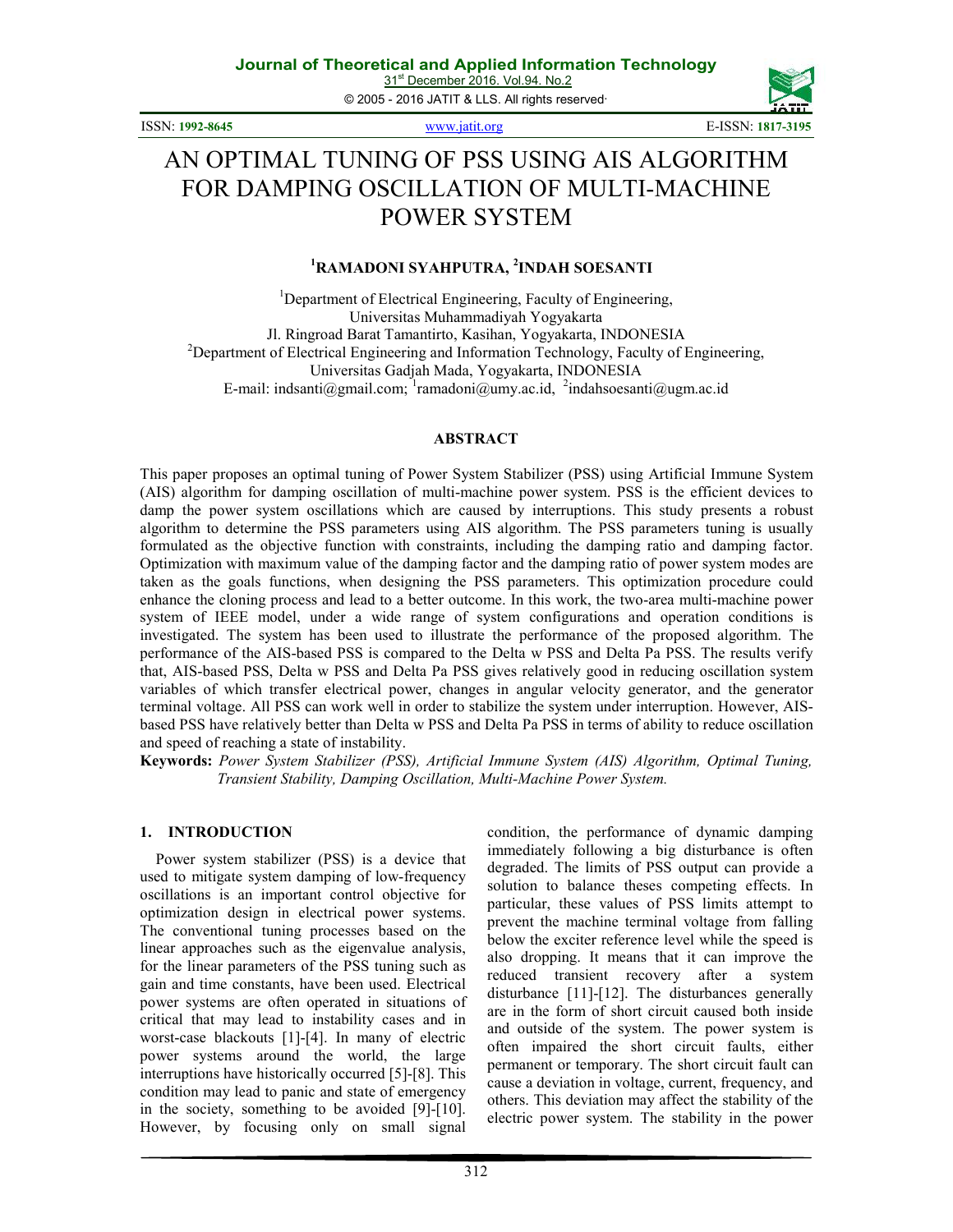# AN OPTIMAL TUNING OF PSS USING AIS ALGORITHM FOR DAMPING OSCILLATION OF MULTI-MACHINE POWER SYSTEM

**[1]RAMADONI SYAHPUTRA, [2]INDAH SOESANTI**

[1]Department of Electrical Engineering, Faculty of Engineering,
Universitas Muhammadiyah Yogyakarta
Jl. Ringroad Barat Tamantirto, Kasihan, Yogyakarta, INDONESIA
[2]Department of Electrical Engineering and Information Technology, Faculty of Engineering,
Universitas Gadjah Mada, Yogyakarta, INDONESIA
E-mail: indsanti@gmail.com; [1]ramadoni@umy.ac.id, [2]indahsoesanti@ugm.ac.id

## ABSTRACT

This paper proposes an optimal tuning of Power System Stabilizer (PSS) using Artificial Immune System (AIS) algorithm for damping oscillation of multi-machine power system. PSS is the efficient devices to damp the power system oscillations which are caused by interruptions. This study presents a robust algorithm to determine the PSS parameters using AIS algorithm. The PSS parameters tuning is usually formulated as the objective function with constraints, including the damping ratio and damping factor. Optimization with maximum value of the damping factor and the damping ratio of power system modes are taken as the goals functions, when designing the PSS parameters. This optimization procedure could enhance the cloning process and lead to a better outcome. In this work, the two-area multi-machine power system of IEEE model, under a wide range of system configurations and operation conditions is investigated. The system has been used to illustrate the performance of the proposed algorithm. The performance of the AIS-based PSS is compared to the Delta w PSS and Delta Pa PSS. The results verify that, AIS-based PSS, Delta w PSS and Delta Pa PSS gives relatively good in reducing oscillation system variables of which transfer electrical power, changes in angular velocity generator, and the generator terminal voltage. All PSS can work well in order to stabilize the system under interruption. However, AIS-based PSS have relatively better than Delta w PSS and Delta Pa PSS in terms of ability to reduce oscillation and speed of reaching a state of instability.

**Keywords:** *Power System Stabilizer (PSS), Artificial Immune System (AIS) Algorithm, Optimal Tuning, Transient Stability, Damping Oscillation, Multi-Machine Power System.*

## 1. INTRODUCTION

Power system stabilizer (PSS) is a device that used to mitigate system damping of low-frequency oscillations is an important control objective for optimization design in electrical power systems. The conventional tuning processes based on the linear approaches such as the eigenvalue analysis, for the linear parameters of the PSS tuning such as gain and time constants, have been used. Electrical power systems are often operated in situations of critical that may lead to instability cases and in worst-case blackouts [1]-[4]. In many of electric power systems around the world, the large interruptions have historically occurred [5]-[8]. This condition may lead to panic and state of emergency in the society, something to be avoided [9]-[10]. However, by focusing only on small signal condition, the performance of dynamic damping immediately following a big disturbance is often degraded. The limits of PSS output can provide a solution to balance theses competing effects. In particular, these values of PSS limits attempt to prevent the machine terminal voltage from falling below the exciter reference level while the speed is also dropping. It means that it can improve the reduced transient recovery after a system disturbance [11]-[12]. The disturbances generally are in the form of short circuit caused both inside and outside of the system. The power system is often impaired the short circuit faults, either permanent or temporary. The short circuit fault can cause a deviation in voltage, current, frequency, and others. This deviation may affect the stability of the electric power system. The stability in the power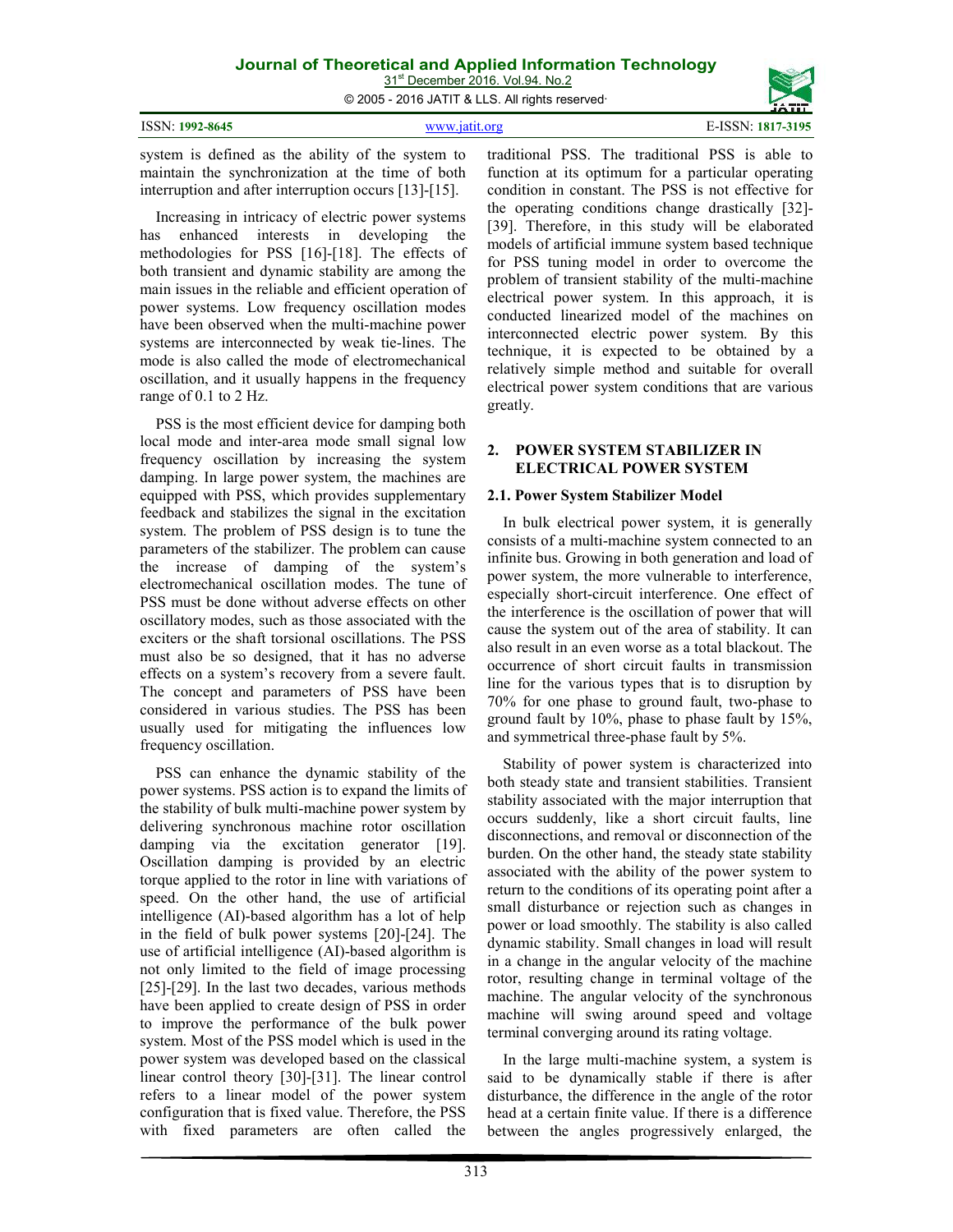system is defined as the ability of the system to maintain the synchronization at the time of both interruption and after interruption occurs [13]-[15].

Increasing in intricacy of electric power systems has enhanced interests in developing the methodologies for PSS [16]-[18]. The effects of both transient and dynamic stability are among the main issues in the reliable and efficient operation of power systems. Low frequency oscillation modes have been observed when the multi-machine power systems are interconnected by weak tie-lines. The mode is also called the mode of electromechanical oscillation, and it usually happens in the frequency range of 0.1 to 2 Hz.

PSS is the most efficient device for damping both local mode and inter-area mode small signal low frequency oscillation by increasing the system damping. In large power system, the machines are equipped with PSS, which provides supplementary feedback and stabilizes the signal in the excitation system. The problem of PSS design is to tune the parameters of the stabilizer. The problem can cause the increase of damping of the system's electromechanical oscillation modes. The tune of PSS must be done without adverse effects on other oscillatory modes, such as those associated with the exciters or the shaft torsional oscillations. The PSS must also be so designed, that it has no adverse effects on a system's recovery from a severe fault. The concept and parameters of PSS have been considered in various studies. The PSS has been usually used for mitigating the influences low frequency oscillation.

PSS can enhance the dynamic stability of the power systems. PSS action is to expand the limits of the stability of bulk multi-machine power system by delivering synchronous machine rotor oscillation damping via the excitation generator [19]. Oscillation damping is provided by an electric torque applied to the rotor in line with variations of speed. On the other hand, the use of artificial intelligence (AI)-based algorithm has a lot of help in the field of bulk power systems [20]-[24]. The use of artificial intelligence (AI)-based algorithm is not only limited to the field of image processing [25]-[29]. In the last two decades, various methods have been applied to create design of PSS in order to improve the performance of the bulk power system. Most of the PSS model which is used in the power system was developed based on the classical linear control theory [30]-[31]. The linear control refers to a linear model of the power system configuration that is fixed value. Therefore, the PSS with fixed parameters are often called the traditional PSS. The traditional PSS is able to function at its optimum for a particular operating condition in constant. The PSS is not effective for the operating conditions change drastically [32]-[39]. Therefore, in this study will be elaborated models of artificial immune system based technique for PSS tuning model in order to overcome the problem of transient stability of the multi-machine electrical power system. In this approach, it is conducted linearized model of the machines on interconnected electric power system. By this technique, it is expected to be obtained by a relatively simple method and suitable for overall electrical power system conditions that are various greatly.

## 2. POWER SYSTEM STABILIZER IN ELECTRICAL POWER SYSTEM

### 2.1. Power System Stabilizer Model

In bulk electrical power system, it is generally consists of a multi-machine system connected to an infinite bus. Growing in both generation and load of power system, the more vulnerable to interference, especially short-circuit interference. One effect of the interference is the oscillation of power that will cause the system out of the area of stability. It can also result in an even worse as a total blackout. The occurrence of short circuit faults in transmission line for the various types that is to disruption by 70% for one phase to ground fault, two-phase to ground fault by 10%, phase to phase fault by 15%, and symmetrical three-phase fault by 5%.

Stability of power system is characterized into both steady state and transient stabilities. Transient stability associated with the major interruption that occurs suddenly, like a short circuit faults, line disconnections, and removal or disconnection of the burden. On the other hand, the steady state stability associated with the ability of the power system to return to the conditions of its operating point after a small disturbance or rejection such as changes in power or load smoothly. The stability is also called dynamic stability. Small changes in load will result in a change in the angular velocity of the machine rotor, resulting change in terminal voltage of the machine. The angular velocity of the synchronous machine will swing around speed and voltage terminal converging around its rating voltage.

In the large multi-machine system, a system is said to be dynamically stable if there is after disturbance, the difference in the angle of the rotor head at a certain finite value. If there is a difference between the angles progressively enlarged, the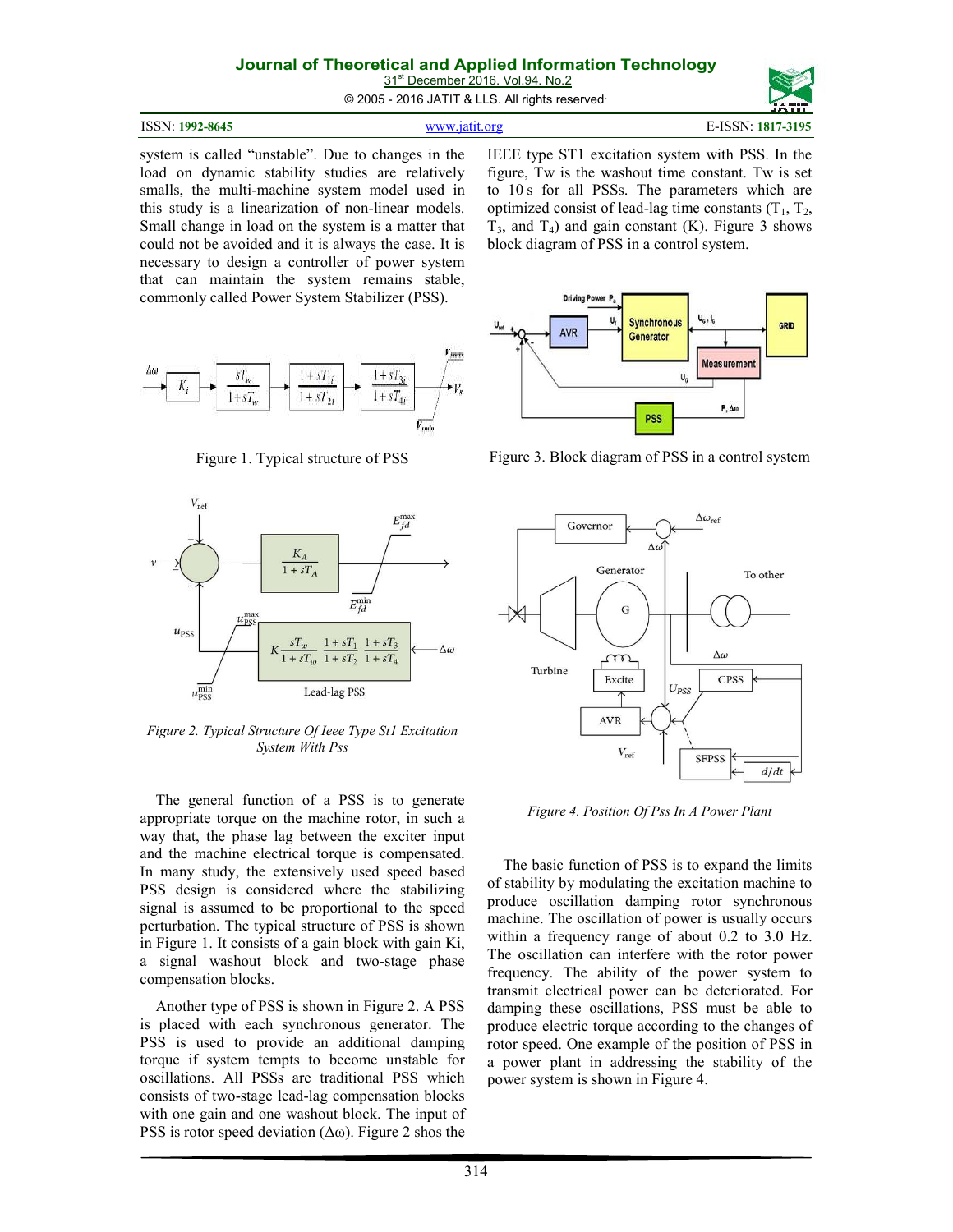system is called "unstable". Due to changes in the load on dynamic stability studies are relatively smalls, the multi-machine system model used in this study is a linearization of non-linear models. Small change in load on the system is a matter that could not be avoided and it is always the case. It is necessary to design a controller of power system that can maintain the system remains stable, commonly called Power System Stabilizer (PSS).

Figure 1. Typical structure of PSS

*Figure 2. Typical Structure Of Ieee Type St1 Excitation System With Pss*

The general function of a PSS is to generate appropriate torque on the machine rotor, in such a way that, the phase lag between the exciter input and the machine electrical torque is compensated. In many study, the extensively used speed based PSS design is considered where the stabilizing signal is assumed to be proportional to the speed perturbation. The typical structure of PSS is shown in Figure 1. It consists of a gain block with gain Ki, a signal washout block and two-stage phase compensation blocks.

Another type of PSS is shown in Figure 2. A PSS is placed with each synchronous generator. The PSS is used to provide an additional damping torque if system tempts to become unstable for oscillations. All PSSs are traditional PSS which consists of two-stage lead-lag compensation blocks with one gain and one washout block. The input of PSS is rotor speed deviation (Δω). Figure 2 shos the IEEE type ST1 excitation system with PSS. In the figure, Tw is the washout time constant. Tw is set to 10 s for all PSSs. The parameters which are optimized consist of lead-lag time constants ($T_1$, $T_2$, $T_3$, and $T_4$) and gain constant (K). Figure 3 shows block diagram of PSS in a control system.

Figure 3. Block diagram of PSS in a control system

*Figure 4. Position Of Pss In A Power Plant*

The basic function of PSS is to expand the limits of stability by modulating the excitation machine to produce oscillation damping rotor synchronous machine. The oscillation of power is usually occurs within a frequency range of about 0.2 to 3.0 Hz. The oscillation can interfere with the rotor power frequency. The ability of the power system to transmit electrical power can be deteriorated. For damping these oscillations, PSS must be able to produce electric torque according to the changes of rotor speed. One example of the position of PSS in a power plant in addressing the stability of the power system is shown in Figure 4.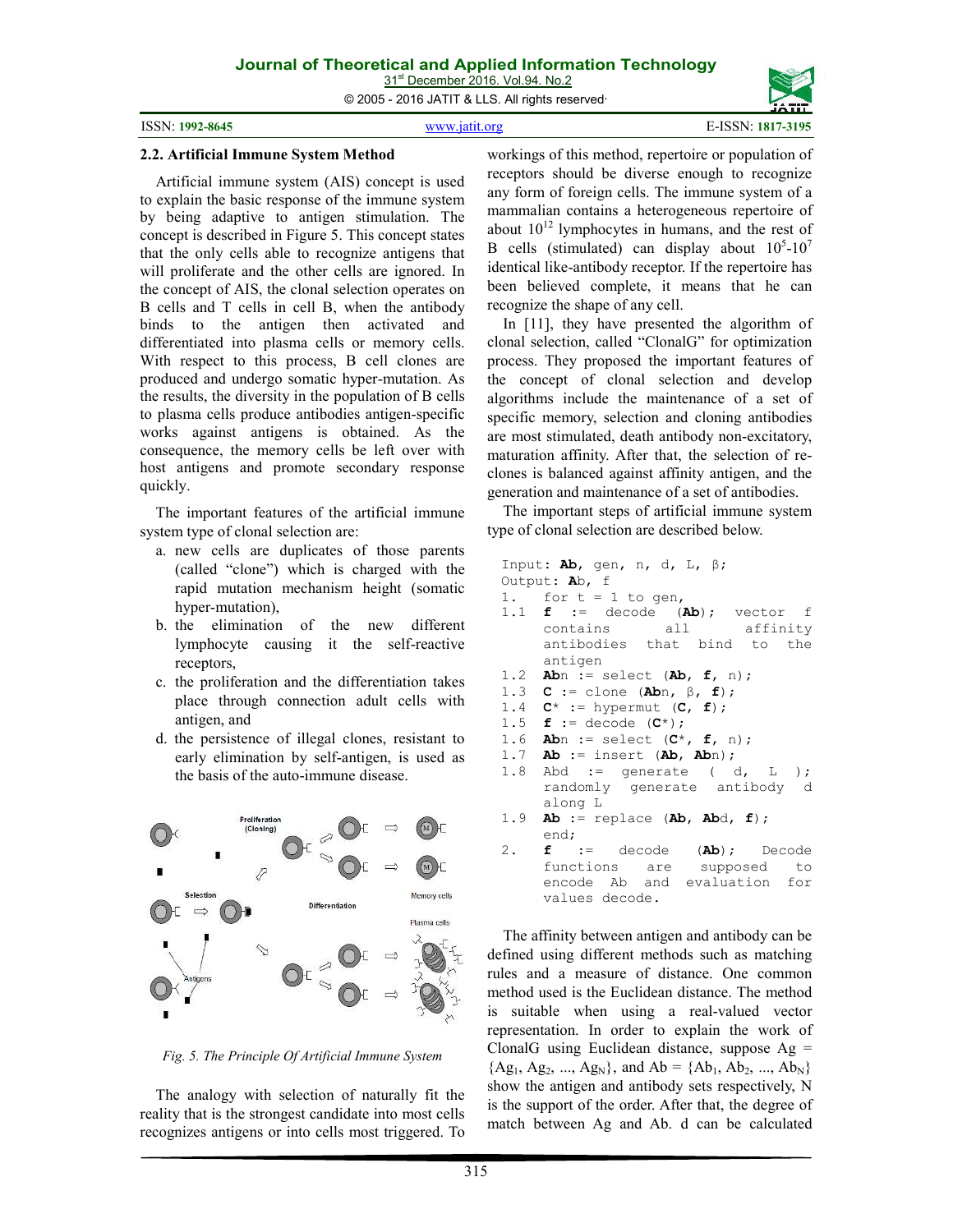### 2.2. Artificial Immune System Method

Artificial immune system (AIS) concept is used to explain the basic response of the immune system by being adaptive to antigen stimulation. The concept is described in Figure 5. This concept states that the only cells able to recognize antigens that will proliferate and the other cells are ignored. In the concept of AIS, the clonal selection operates on B cells and T cells in cell B, when the antibody binds to the antigen then activated and differentiated into plasma cells or memory cells. With respect to this process, B cell clones are produced and undergo somatic hyper-mutation. As the results, the diversity in the population of B cells to plasma cells produce antibodies antigen-specific works against antigens is obtained. As the consequence, the memory cells be left over with host antigens and promote secondary response quickly.

The important features of the artificial immune system type of clonal selection are:

a. new cells are duplicates of those parents (called "clone") which is charged with the rapid mutation mechanism height (somatic hyper-mutation),
b. the elimination of the new different lymphocyte causing it the self-reactive receptors,
c. the proliferation and the differentiation takes place through connection adult cells with antigen, and
d. the persistence of illegal clones, resistant to early elimination by self-antigen, is used as the basis of the auto-immune disease.

*Fig. 5. The Principle Of Artificial Immune System*

The analogy with selection of naturally fit the reality that is the strongest candidate into most cells recognizes antigens or into cells most triggered. To workings of this method, repertoire or population of receptors should be diverse enough to recognize any form of foreign cells. The immune system of a mammalian contains a heterogeneous repertoire of about $10^{12}$ lymphocytes in humans, and the rest of B cells (stimulated) can display about $10^5$-$10^7$ identical like-antibody receptor. If the repertoire has been believed complete, it means that he can recognize the shape of any cell.

In [11], they have presented the algorithm of clonal selection, called "ClonalG" for optimization process. They proposed the important features of the concept of clonal selection and develop algorithms include the maintenance of a set of specific memory, selection and cloning antibodies are most stimulated, death antibody non-excitatory, maturation affinity. After that, the selection of re-clones is balanced against affinity antigen, and the generation and maintenance of a set of antibodies.

The important steps of artificial immune system type of clonal selection are described below.

```
Input: Ab, gen, n, d, L, β;
Output: Ab, f
1.   for t = 1 to gen,
1.1  f := decode (Ab); vector f
     contains all affinity
     antibodies that bind to the
     antigen
1.2  Abn := select (Ab, f, n);
1.3  C := clone (Abn, β, f);
1.4  C* := hypermut (C, f);
1.5  f := decode (C*);
1.6  Abn := select (C*, f, n);
1.7  Ab := insert (Ab, Abn);
1.8  Abd := generate ( d, L );
     randomly generate antibody d
     along L
1.9  Ab := replace (Ab, Abd, f);
     end;
2.   f := decode (Ab); Decode
     functions are supposed to
     encode Ab and evaluation for
     values decode.
```

The affinity between antigen and antibody can be defined using different methods such as matching rules and a measure of distance. One common method used is the Euclidean distance. The method is suitable when using a real-valued vector representation. In order to explain the work of ClonalG using Euclidean distance, suppose $Ag = \{Ag_1, Ag_2, ..., Ag_N\}$, and $Ab = \{Ab_1, Ab_2, ..., Ab_N\}$ show the antigen and antibody sets respectively, N is the support of the order. After that, the degree of match between Ag and Ab. d can be calculated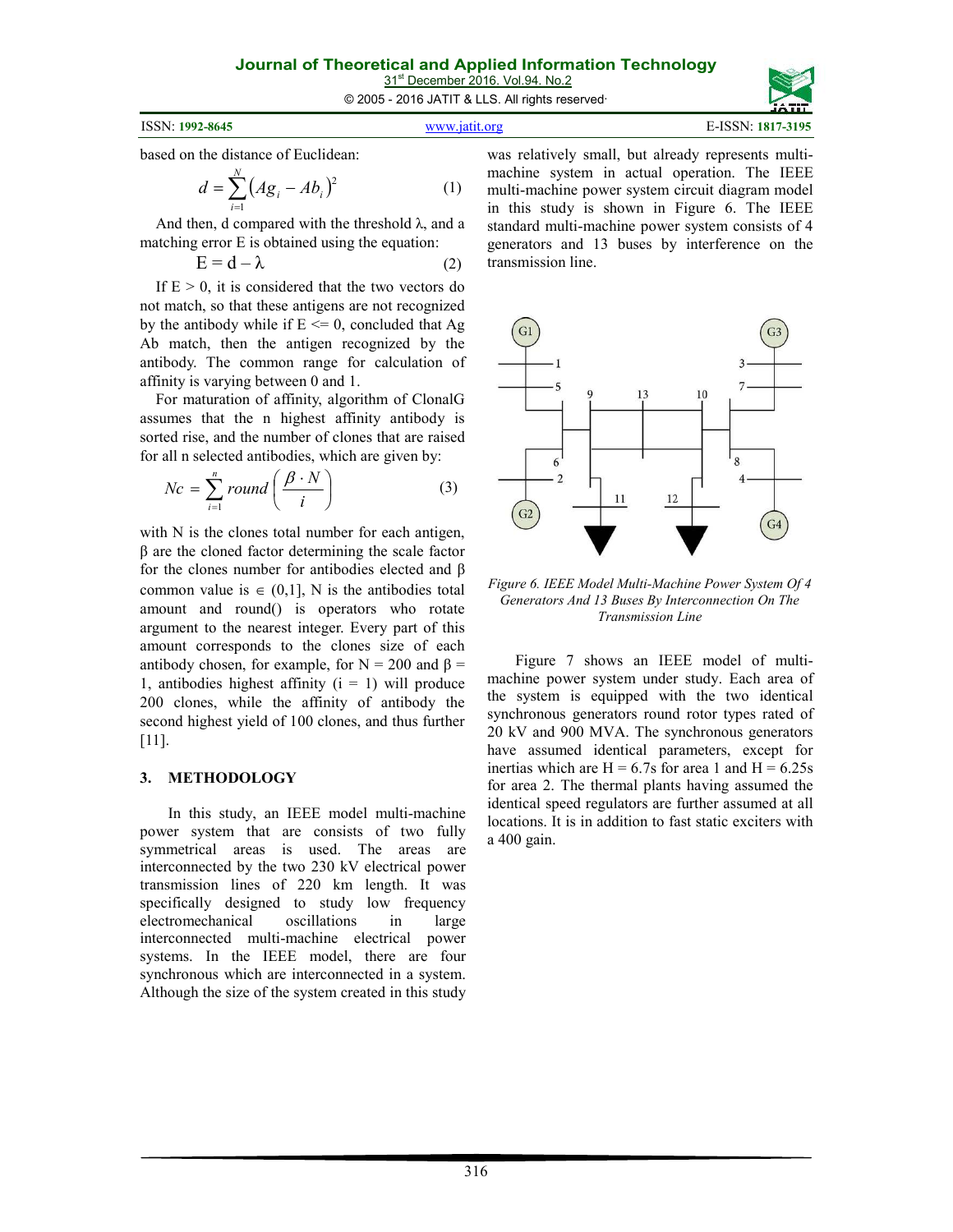based on the distance of Euclidean:

$$d = \sum_{i=1}^{N} (Ag_i - Ab_i)^2 \tag{1}$$

And then, d compared with the threshold λ, and a matching error E is obtained using the equation:

$$E = d - \lambda \tag{2}$$

If E > 0, it is considered that the two vectors do not match, so that these antigens are not recognized by the antibody while if E <= 0, concluded that Ag Ab match, then the antigen recognized by the antibody. The common range for calculation of affinity is varying between 0 and 1.

For maturation of affinity, algorithm of ClonalG assumes that the n highest affinity antibody is sorted rise, and the number of clones that are raised for all n selected antibodies, which are given by:

$$Nc = \sum_{i=1}^{n} round\left(\frac{\beta \cdot N}{i}\right) \tag{3}$$

with N is the clones total number for each antigen, β are the cloned factor determining the scale factor for the clones number for antibodies elected and β common value is ∈ (0,1], N is the antibodies total amount and round() is operators who rotate argument to the nearest integer. Every part of this amount corresponds to the clones size of each antibody chosen, for example, for N = 200 and β = 1, antibodies highest affinity (i = 1) will produce 200 clones, while the affinity of antibody the second highest yield of 100 clones, and thus further [11].

## 3. METHODOLOGY

In this study, an IEEE model multi-machine power system that are consists of two fully symmetrical areas is used. The areas are interconnected by the two 230 kV electrical power transmission lines of 220 km length. It was specifically designed to study low frequency electromechanical oscillations in large interconnected multi-machine electrical power systems. In the IEEE model, there are four synchronous which are interconnected in a system. Although the size of the system created in this study was relatively small, but already represents multi-machine system in actual operation. The IEEE multi-machine power system circuit diagram model in this study is shown in Figure 6. The IEEE standard multi-machine power system consists of 4 generators and 13 buses by interference on the transmission line.

*Figure 6. IEEE Model Multi-Machine Power System Of 4 Generators And 13 Buses By Interconnection On The Transmission Line*

Figure 7 shows an IEEE model of multi-machine power system under study. Each area of the system is equipped with the two identical synchronous generators round rotor types rated of 20 kV and 900 MVA. The synchronous generators have assumed identical parameters, except for inertias which are H = 6.7s for area 1 and H = 6.25s for area 2. The thermal plants having assumed the identical speed regulators are further assumed at all locations. It is in addition to fast static exciters with a 400 gain.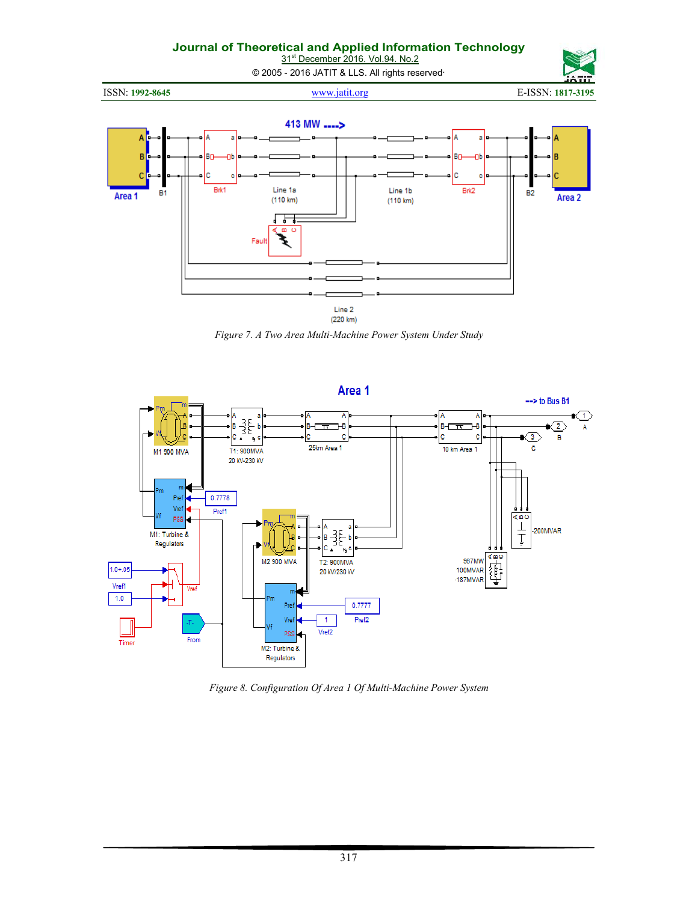*Figure 7. A Two Area Multi-Machine Power System Under Study*

*Figure 8. Configuration Of Area 1 Of Multi-Machine Power System*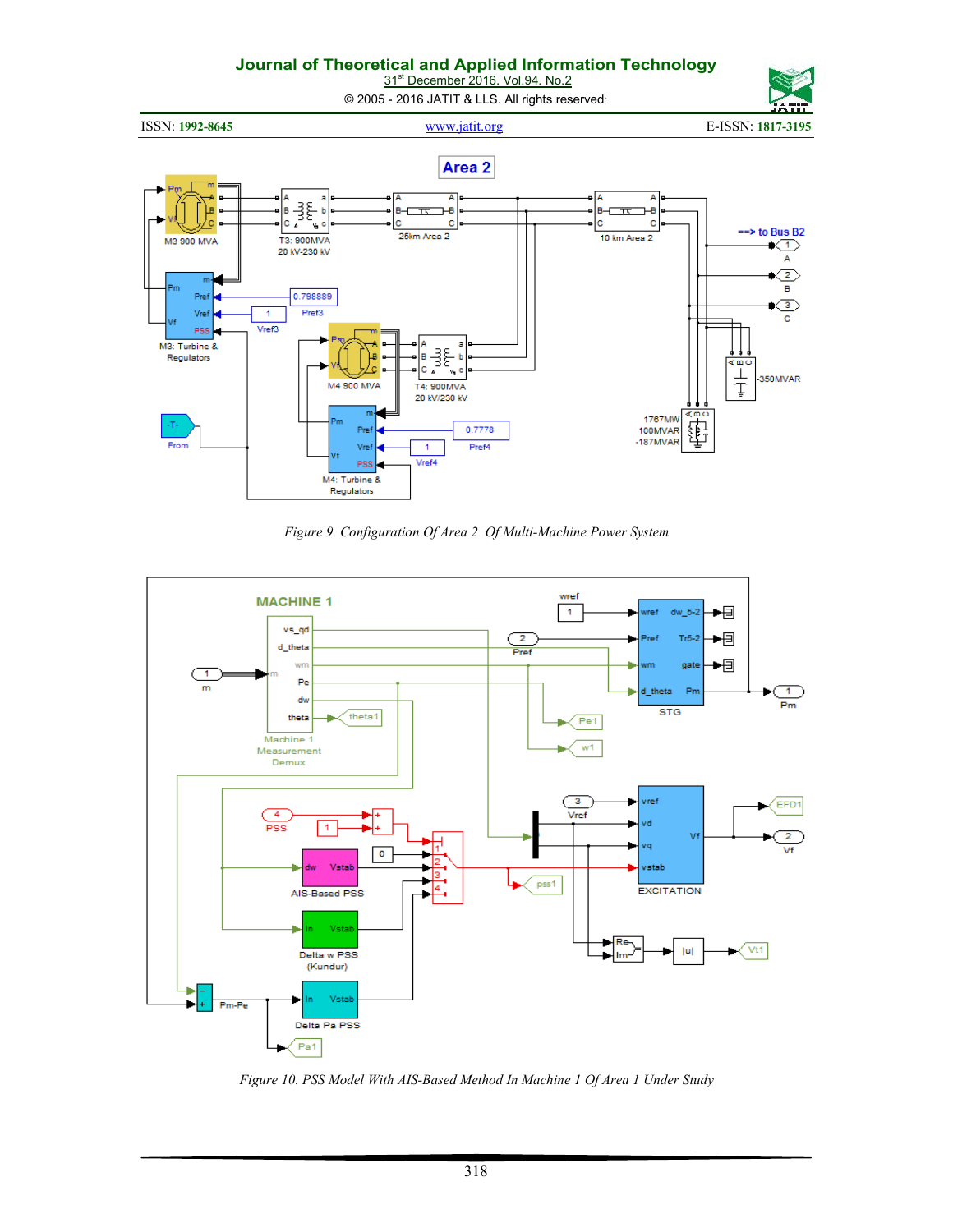*Figure 9. Configuration Of Area 2 Of Multi-Machine Power System*

*Figure 10. PSS Model With AIS-Based Method In Machine 1 Of Area 1 Under Study*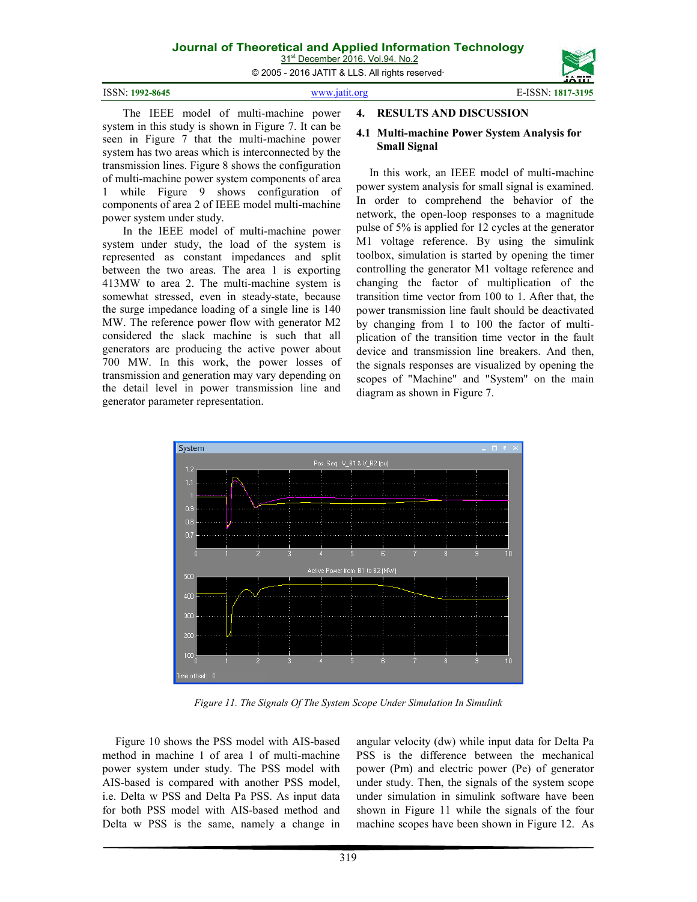The IEEE model of multi-machine power system in this study is shown in Figure 7. It can be seen in Figure 7 that the multi-machine power system has two areas which is interconnected by the transmission lines. Figure 8 shows the configuration of multi-machine power system components of area 1 while Figure 9 shows configuration of components of area 2 of IEEE model multi-machine power system under study.

In the IEEE model of multi-machine power system under study, the load of the system is represented as constant impedances and split between the two areas. The area 1 is exporting 413MW to area 2. The multi-machine system is somewhat stressed, even in steady-state, because the surge impedance loading of a single line is 140 MW. The reference power flow with generator M2 considered the slack machine is such that all generators are producing the active power about 700 MW. In this work, the power losses of transmission and generation may vary depending on the detail level in power transmission line and generator parameter representation.

## 4. RESULTS AND DISCUSSION

### 4.1 Multi-machine Power System Analysis for Small Signal

In this work, an IEEE model of multi-machine power system analysis for small signal is examined. In order to comprehend the behavior of the network, the open-loop responses to a magnitude pulse of 5% is applied for 12 cycles at the generator M1 voltage reference. By using the simulink toolbox, simulation is started by opening the timer controlling the generator M1 voltage reference and changing the factor of multiplication of the transition time vector from 100 to 1. After that, the power transmission line fault should be deactivated by changing from 1 to 100 the factor of multiplication of the transition time vector in the fault device and transmission line breakers. And then, the signals responses are visualized by opening the scopes of "Machine" and "System" on the main diagram as shown in Figure 7.

*Figure 11. The Signals Of The System Scope Under Simulation In Simulink*

Figure 10 shows the PSS model with AIS-based method in machine 1 of area 1 of multi-machine power system under study. The PSS model with AIS-based is compared with another PSS model, i.e. Delta w PSS and Delta Pa PSS. As input data for both PSS model with AIS-based method and Delta w PSS is the same, namely a change in angular velocity (dw) while input data for Delta Pa PSS is the difference between the mechanical power (Pm) and electric power (Pe) of generator under study. Then, the signals of the system scope under simulation in simulink software have been shown in Figure 11 while the signals of the four machine scopes have been shown in Figure 12. As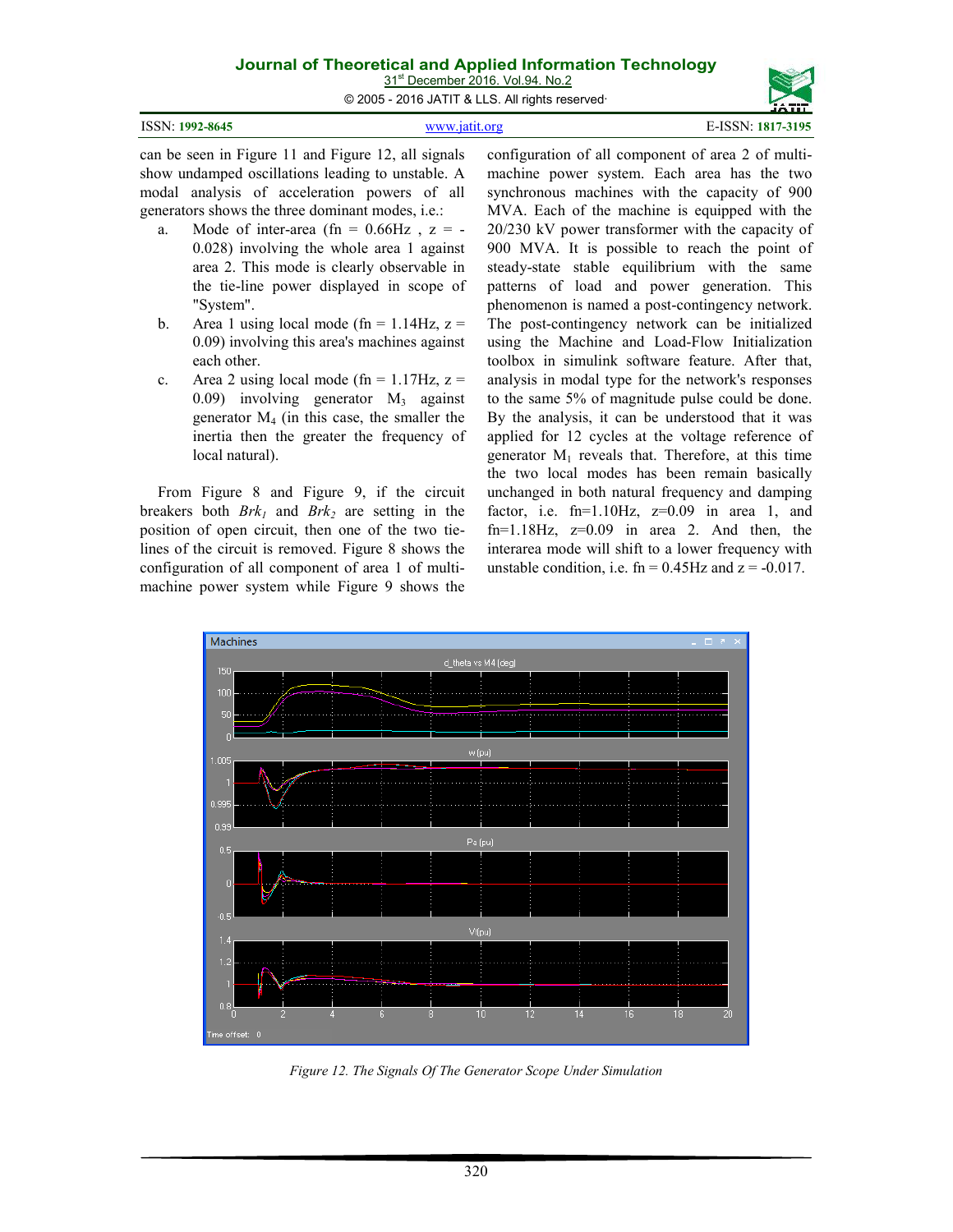can be seen in Figure 11 and Figure 12, all signals show undamped oscillations leading to unstable. A modal analysis of acceleration powers of all generators shows the three dominant modes, i.e.:

a. Mode of inter-area (fn = 0.66Hz , z = -0.028) involving the whole area 1 against area 2. This mode is clearly observable in the tie-line power displayed in scope of "System".
b. Area 1 using local mode (fn = 1.14Hz, z = 0.09) involving this area's machines against each other.
c. Area 2 using local mode (fn = 1.17Hz, z = 0.09) involving generator $M_3$ against generator $M_4$ (in this case, the smaller the inertia then the greater the frequency of local natural).

From Figure 8 and Figure 9, if the circuit breakers both $Brk_1$ and $Brk_2$ are setting in the position of open circuit, then one of the two tie-lines of the circuit is removed. Figure 8 shows the configuration of all component of area 1 of multi-machine power system while Figure 9 shows the configuration of all component of area 2 of multi-machine power system. Each area has the two synchronous machines with the capacity of 900 MVA. Each of the machine is equipped with the 20/230 kV power transformer with the capacity of 900 MVA. It is possible to reach the point of steady-state stable equilibrium with the same patterns of load and power generation. This phenomenon is named a post-contingency network. The post-contingency network can be initialized using the Machine and Load-Flow Initialization toolbox in simulink software feature. After that, analysis in modal type for the network's responses to the same 5% of magnitude pulse could be done. By the analysis, it can be understood that it was applied for 12 cycles at the voltage reference of generator $M_1$ reveals that. Therefore, at this time the two local modes has been remain basically unchanged in both natural frequency and damping factor, i.e. fn=1.10Hz, z=0.09 in area 1, and fn=1.18Hz, z=0.09 in area 2. And then, the interarea mode will shift to a lower frequency with unstable condition, i.e. fn = 0.45Hz and z = -0.017.

*Figure 12. The Signals Of The Generator Scope Under Simulation*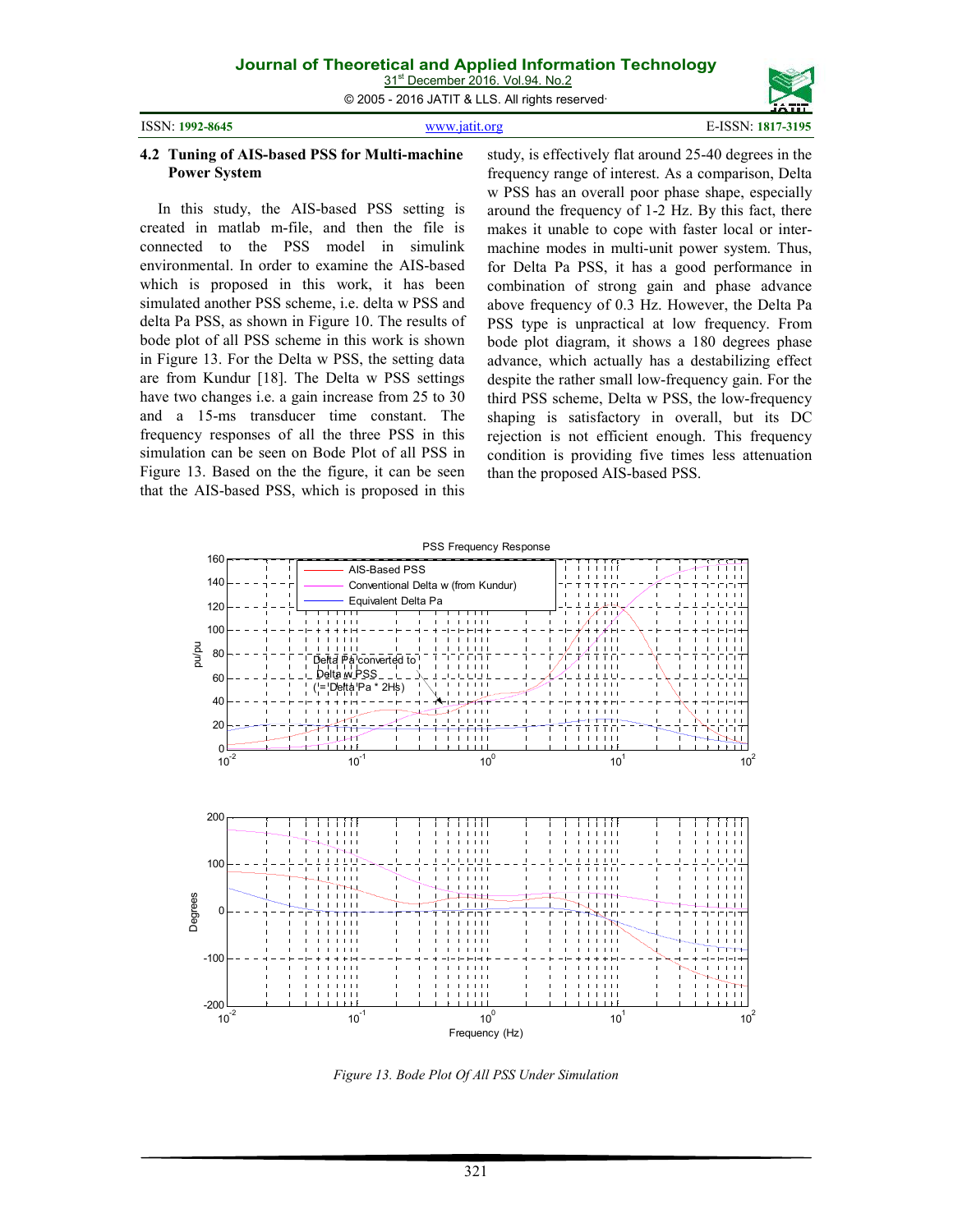### 4.2 Tuning of AIS-based PSS for Multi-machine Power System

In this study, the AIS-based PSS setting is created in matlab m-file, and then the file is connected to the PSS model in simulink environmental. In order to examine the AIS-based which is proposed in this work, it has been simulated another PSS scheme, i.e. delta w PSS and delta Pa PSS, as shown in Figure 10. The results of bode plot of all PSS scheme in this work is shown in Figure 13. For the Delta w PSS, the setting data are from Kundur [18]. The Delta w PSS settings have two changes i.e. a gain increase from 25 to 30 and a 15-ms transducer time constant. The frequency responses of all the three PSS in this simulation can be seen on Bode Plot of all PSS in Figure 13. Based on the the figure, it can be seen that the AIS-based PSS, which is proposed in this study, is effectively flat around 25-40 degrees in the frequency range of interest. As a comparison, Delta w PSS has an overall poor phase shape, especially around the frequency of 1-2 Hz. By this fact, there makes it unable to cope with faster local or inter-machine modes in multi-unit power system. Thus, for Delta Pa PSS, it has a good performance in combination of strong gain and phase advance above frequency of 0.3 Hz. However, the Delta Pa PSS type is unpractical at low frequency. From bode plot diagram, it shows a 180 degrees phase advance, which actually has a destabilizing effect despite the rather small low-frequency gain. For the third PSS scheme, Delta w PSS, the low-frequency shaping is satisfactory in overall, but its DC rejection is not efficient enough. This frequency condition is providing five times less attenuation than the proposed AIS-based PSS.

*Figure 13. Bode Plot Of All PSS Under Simulation*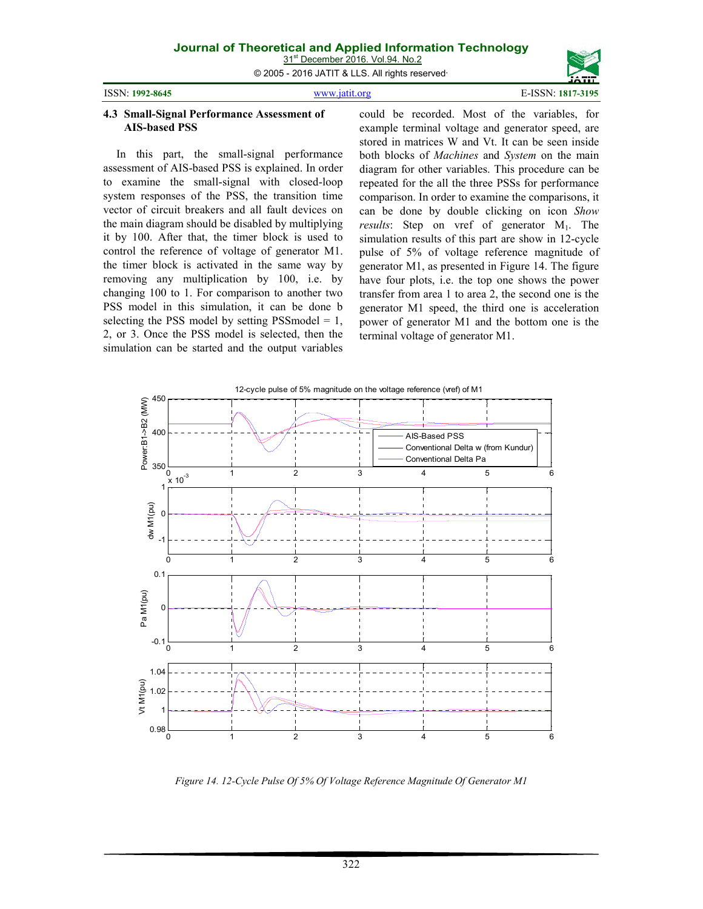### 4.3 Small-Signal Performance Assessment of AIS-based PSS

In this part, the small-signal performance assessment of AIS-based PSS is explained. In order to examine the small-signal with closed-loop system responses of the PSS, the transition time vector of circuit breakers and all fault devices on the main diagram should be disabled by multiplying it by 100. After that, the timer block is used to control the reference of voltage of generator M1. the timer block is activated in the same way by removing any multiplication by 100, i.e. by changing 100 to 1. For comparison to another two PSS model in this simulation, it can be done b selecting the PSS model by setting PSSmodel = 1, 2, or 3. Once the PSS model is selected, then the simulation can be started and the output variables could be recorded. Most of the variables, for example terminal voltage and generator speed, are stored in matrices W and Vt. It can be seen inside both blocks of *Machines* and *System* on the main diagram for other variables. This procedure can be repeated for the all the three PSSs for performance comparison. In order to examine the comparisons, it can be done by double clicking on icon *Show results*: Step on vref of generator $M_1$. The simulation results of this part are show in 12-cycle pulse of 5% of voltage reference magnitude of generator M1, as presented in Figure 14. The figure have four plots, i.e. the top one shows the power transfer from area 1 to area 2, the second one is the generator M1 speed, the third one is acceleration power of generator M1 and the bottom one is the terminal voltage of generator M1.

*Figure 14. 12-Cycle Pulse Of 5% Of Voltage Reference Magnitude Of Generator M1*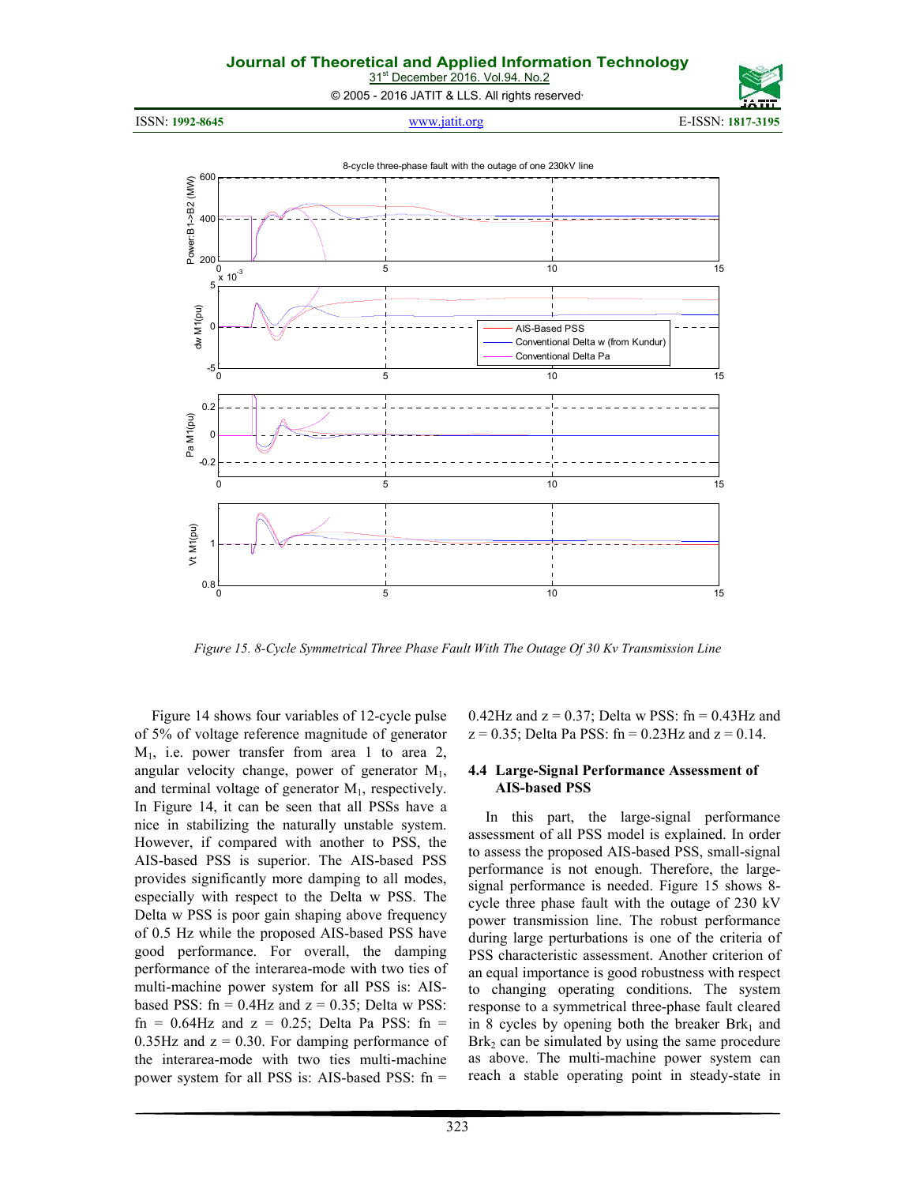*Figure 15. 8-Cycle Symmetrical Three Phase Fault With The Outage Of 30 Kv Transmission Line*

Figure 14 shows four variables of 12-cycle pulse of 5% of voltage reference magnitude of generator $M_1$, i.e. power transfer from area 1 to area 2, angular velocity change, power of generator $M_1$, and terminal voltage of generator $M_1$, respectively. In Figure 14, it can be seen that all PSSs have a nice in stabilizing the naturally unstable system. However, if compared with another to PSS, the AIS-based PSS is superior. The AIS-based PSS provides significantly more damping to all modes, especially with respect to the Delta w PSS. The Delta w PSS is poor gain shaping above frequency of 0.5 Hz while the proposed AIS-based PSS have good performance. For overall, the damping performance of the interarea-mode with two ties of multi-machine power system for all PSS is: AIS-based PSS: fn = 0.4Hz and z = 0.35; Delta w PSS: fn = 0.64Hz and z = 0.25; Delta Pa PSS: fn = 0.35Hz and z = 0.30. For damping performance of the interarea-mode with two ties multi-machine power system for all PSS is: AIS-based PSS: fn = 0.42Hz and z = 0.37; Delta w PSS: fn = 0.43Hz and z = 0.35; Delta Pa PSS: fn = 0.23Hz and z = 0.14.

### 4.4 Large-Signal Performance Assessment of AIS-based PSS

In this part, the large-signal performance assessment of all PSS model is explained. In order to assess the proposed AIS-based PSS, small-signal performance is not enough. Therefore, the large-signal performance is needed. Figure 15 shows 8-cycle three phase fault with the outage of 230 kV power transmission line. The robust performance during large perturbations is one of the criteria of PSS characteristic assessment. Another criterion of an equal importance is good robustness with respect to changing operating conditions. The system response to a symmetrical three-phase fault cleared in 8 cycles by opening both the breaker $Brk_1$ and $Brk_2$ can be simulated by using the same procedure as above. The multi-machine power system can reach a stable operating point in steady-state in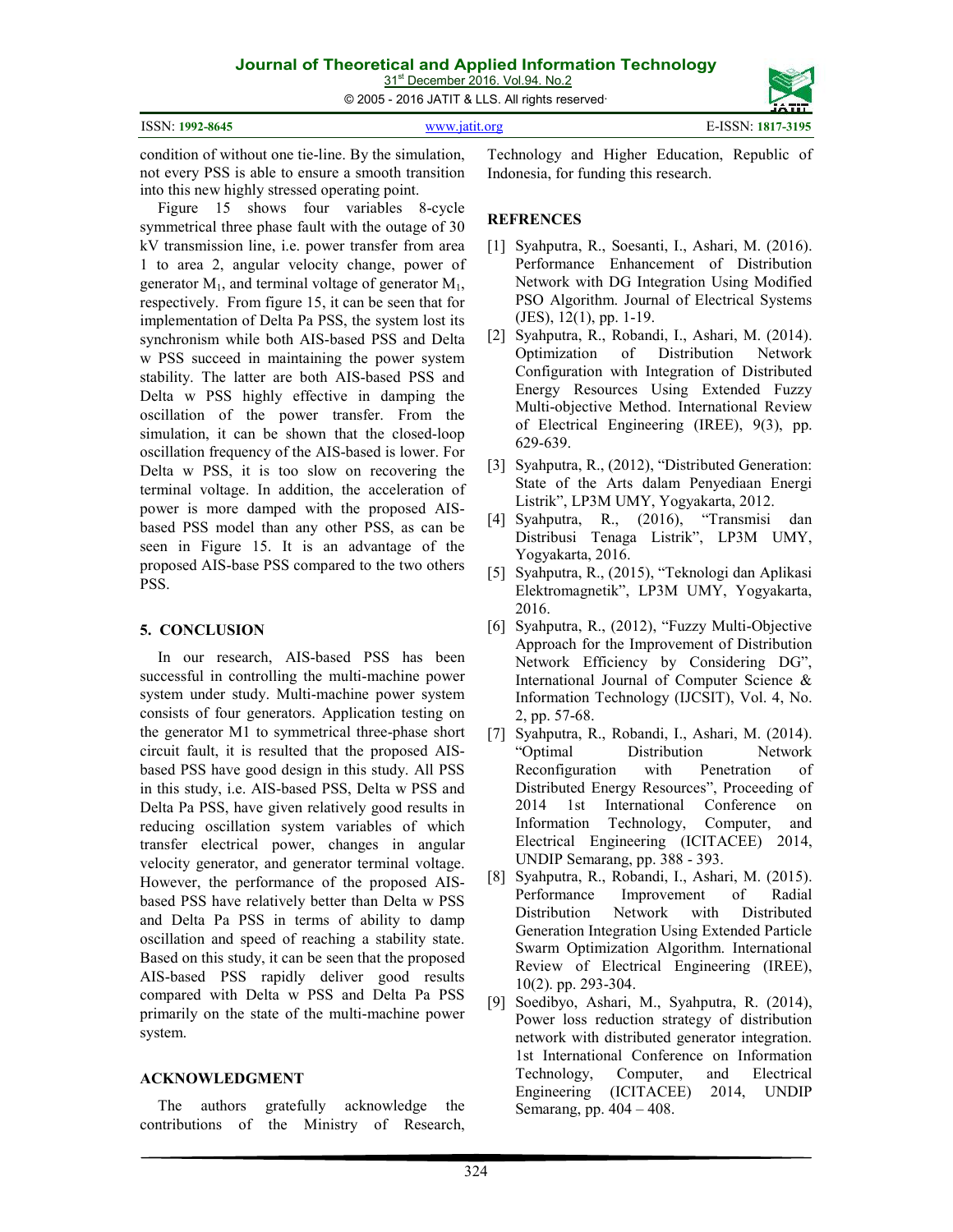condition of without one tie-line. By the simulation, not every PSS is able to ensure a smooth transition into this new highly stressed operating point.

Figure 15 shows four variables 8-cycle symmetrical three phase fault with the outage of 30 kV transmission line, i.e. power transfer from area 1 to area 2, angular velocity change, power of generator $M_1$, and terminal voltage of generator $M_1$, respectively. From figure 15, it can be seen that for implementation of Delta Pa PSS, the system lost its synchronism while both AIS-based PSS and Delta w PSS succeed in maintaining the power system stability. The latter are both AIS-based PSS and Delta w PSS highly effective in damping the oscillation of the power transfer. From the simulation, it can be shown that the closed-loop oscillation frequency of the AIS-based is lower. For Delta w PSS, it is too slow on recovering the terminal voltage. In addition, the acceleration of power is more damped with the proposed AIS-based PSS model than any other PSS, as can be seen in Figure 15. It is an advantage of the proposed AIS-base PSS compared to the two others PSS.

## 5. CONCLUSION

In our research, AIS-based PSS has been successful in controlling the multi-machine power system under study. Multi-machine power system consists of four generators. Application testing on the generator M1 to symmetrical three-phase short circuit fault, it is resulted that the proposed AIS-based PSS have good design in this study. All PSS in this study, i.e. AIS-based PSS, Delta w PSS and Delta Pa PSS, have given relatively good results in reducing oscillation system variables of which transfer electrical power, changes in angular velocity generator, and generator terminal voltage. However, the performance of the proposed AIS-based PSS have relatively better than Delta w PSS and Delta Pa PSS in terms of ability to damp oscillation and speed of reaching a stability state. Based on this study, it can be seen that the proposed AIS-based PSS rapidly deliver good results compared with Delta w PSS and Delta Pa PSS primarily on the state of the multi-machine power system.

## ACKNOWLEDGMENT

The authors gratefully acknowledge the contributions of the Ministry of Research, Technology and Higher Education, Republic of Indonesia, for funding this research.

## REFRENCES

[1] Syahputra, R., Soesanti, I., Ashari, M. (2016). Performance Enhancement of Distribution Network with DG Integration Using Modified PSO Algorithm. Journal of Electrical Systems (JES), 12(1), pp. 1-19.

[2] Syahputra, R., Robandi, I., Ashari, M. (2014). Optimization of Distribution Network Configuration with Integration of Distributed Energy Resources Using Extended Fuzzy Multi-objective Method. International Review of Electrical Engineering (IREE), 9(3), pp. 629-639.

[3] Syahputra, R., (2012), "Distributed Generation: State of the Arts dalam Penyediaan Energi Listrik", LP3M UMY, Yogyakarta, 2012.

[4] Syahputra, R., (2016), "Transmisi dan Distribusi Tenaga Listrik", LP3M UMY, Yogyakarta, 2016.

[5] Syahputra, R., (2015), "Teknologi dan Aplikasi Elektromagnetik", LP3M UMY, Yogyakarta, 2016.

[6] Syahputra, R., (2012), "Fuzzy Multi-Objective Approach for the Improvement of Distribution Network Efficiency by Considering DG", International Journal of Computer Science & Information Technology (IJCSIT), Vol. 4, No. 2, pp. 57-68.

[7] Syahputra, R., Robandi, I., Ashari, M. (2014). "Optimal Distribution Network Reconfiguration with Penetration of Distributed Energy Resources", Proceeding of 2014 1st International Conference on Information Technology, Computer, and Electrical Engineering (ICITACEE) 2014, UNDIP Semarang, pp. 388 - 393.

[8] Syahputra, R., Robandi, I., Ashari, M. (2015). Performance Improvement of Radial Distribution Network with Distributed Generation Integration Using Extended Particle Swarm Optimization Algorithm. International Review of Electrical Engineering (IREE), 10(2). pp. 293-304.

[9] Soedibyo, Ashari, M., Syahputra, R. (2014), Power loss reduction strategy of distribution network with distributed generator integration. 1st International Conference on Information Technology, Computer, and Electrical Engineering (ICITACEE) 2014, UNDIP Semarang, pp. 404 – 408.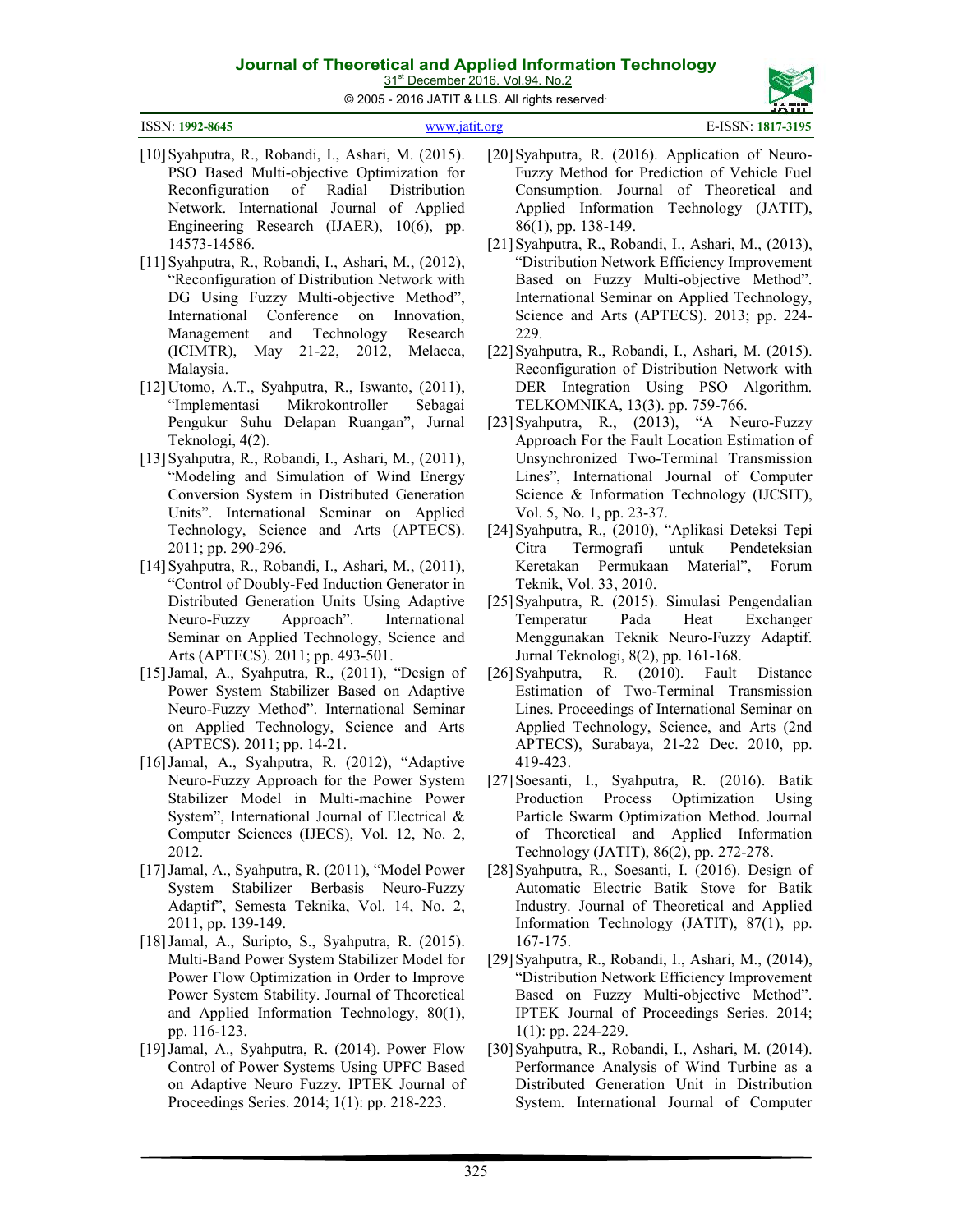[10] Syahputra, R., Robandi, I., Ashari, M. (2015). PSO Based Multi-objective Optimization for Reconfiguration of Radial Distribution Network. International Journal of Applied Engineering Research (IJAER), 10(6), pp. 14573-14586.

[11] Syahputra, R., Robandi, I., Ashari, M., (2012), "Reconfiguration of Distribution Network with DG Using Fuzzy Multi-objective Method", International Conference on Innovation, Management and Technology Research (ICIMTR), May 21-22, 2012, Melacca, Malaysia.

[12] Utomo, A.T., Syahputra, R., Iswanto, (2011), "Implementasi Mikrokontroller Sebagai Pengukur Suhu Delapan Ruangan", Jurnal Teknologi, 4(2).

[13] Syahputra, R., Robandi, I., Ashari, M., (2011), "Modeling and Simulation of Wind Energy Conversion System in Distributed Generation Units". International Seminar on Applied Technology, Science and Arts (APTECS). 2011; pp. 290-296.

[14] Syahputra, R., Robandi, I., Ashari, M., (2011), "Control of Doubly-Fed Induction Generator in Distributed Generation Units Using Adaptive Neuro-Fuzzy Approach". International Seminar on Applied Technology, Science and Arts (APTECS). 2011; pp. 493-501.

[15] Jamal, A., Syahputra, R., (2011), "Design of Power System Stabilizer Based on Adaptive Neuro-Fuzzy Method". International Seminar on Applied Technology, Science and Arts (APTECS). 2011; pp. 14-21.

[16] Jamal, A., Syahputra, R. (2012), "Adaptive Neuro-Fuzzy Approach for the Power System Stabilizer Model in Multi-machine Power System", International Journal of Electrical & Computer Sciences (IJECS), Vol. 12, No. 2, 2012.

[17] Jamal, A., Syahputra, R. (2011), "Model Power System Stabilizer Berbasis Neuro-Fuzzy Adaptif", Semesta Teknika, Vol. 14, No. 2, 2011, pp. 139-149.

[18] Jamal, A., Suripto, S., Syahputra, R. (2015). Multi-Band Power System Stabilizer Model for Power Flow Optimization in Order to Improve Power System Stability. Journal of Theoretical and Applied Information Technology, 80(1), pp. 116-123.

[19] Jamal, A., Syahputra, R. (2014). Power Flow Control of Power Systems Using UPFC Based on Adaptive Neuro Fuzzy. IPTEK Journal of Proceedings Series. 2014; 1(1): pp. 218-223.

[20] Syahputra, R. (2016). Application of Neuro-Fuzzy Method for Prediction of Vehicle Fuel Consumption. Journal of Theoretical and Applied Information Technology (JATIT), 86(1), pp. 138-149.

[21] Syahputra, R., Robandi, I., Ashari, M., (2013), "Distribution Network Efficiency Improvement Based on Fuzzy Multi-objective Method". International Seminar on Applied Technology, Science and Arts (APTECS). 2013; pp. 224-229.

[22] Syahputra, R., Robandi, I., Ashari, M. (2015). Reconfiguration of Distribution Network with DER Integration Using PSO Algorithm. TELKOMNIKA, 13(3). pp. 759-766.

[23] Syahputra, R., (2013), "A Neuro-Fuzzy Approach For the Fault Location Estimation of Unsynchronized Two-Terminal Transmission Lines", International Journal of Computer Science & Information Technology (IJCSIT), Vol. 5, No. 1, pp. 23-37.

[24] Syahputra, R., (2010), "Aplikasi Deteksi Tepi Citra Termografi untuk Pendeteksian Keretakan Permukaan Material", Forum Teknik, Vol. 33, 2010.

[25] Syahputra, R. (2015). Simulasi Pengendalian Temperatur Pada Heat Exchanger Menggunakan Teknik Neuro-Fuzzy Adaptif. Jurnal Teknologi, 8(2), pp. 161-168.

[26] Syahputra, R. (2010). Fault Distance Estimation of Two-Terminal Transmission Lines. Proceedings of International Seminar on Applied Technology, Science, and Arts (2nd APTECS), Surabaya, 21-22 Dec. 2010, pp. 419-423.

[27] Soesanti, I., Syahputra, R. (2016). Batik Production Process Optimization Using Particle Swarm Optimization Method. Journal of Theoretical and Applied Information Technology (JATIT), 86(2), pp. 272-278.

[28] Syahputra, R., Soesanti, I. (2016). Design of Automatic Electric Batik Stove for Batik Industry. Journal of Theoretical and Applied Information Technology (JATIT), 87(1), pp. 167-175.

[29] Syahputra, R., Robandi, I., Ashari, M., (2014), "Distribution Network Efficiency Improvement Based on Fuzzy Multi-objective Method". IPTEK Journal of Proceedings Series. 2014; 1(1): pp. 224-229.

[30] Syahputra, R., Robandi, I., Ashari, M. (2014). Performance Analysis of Wind Turbine as a Distributed Generation Unit in Distribution System. International Journal of Computer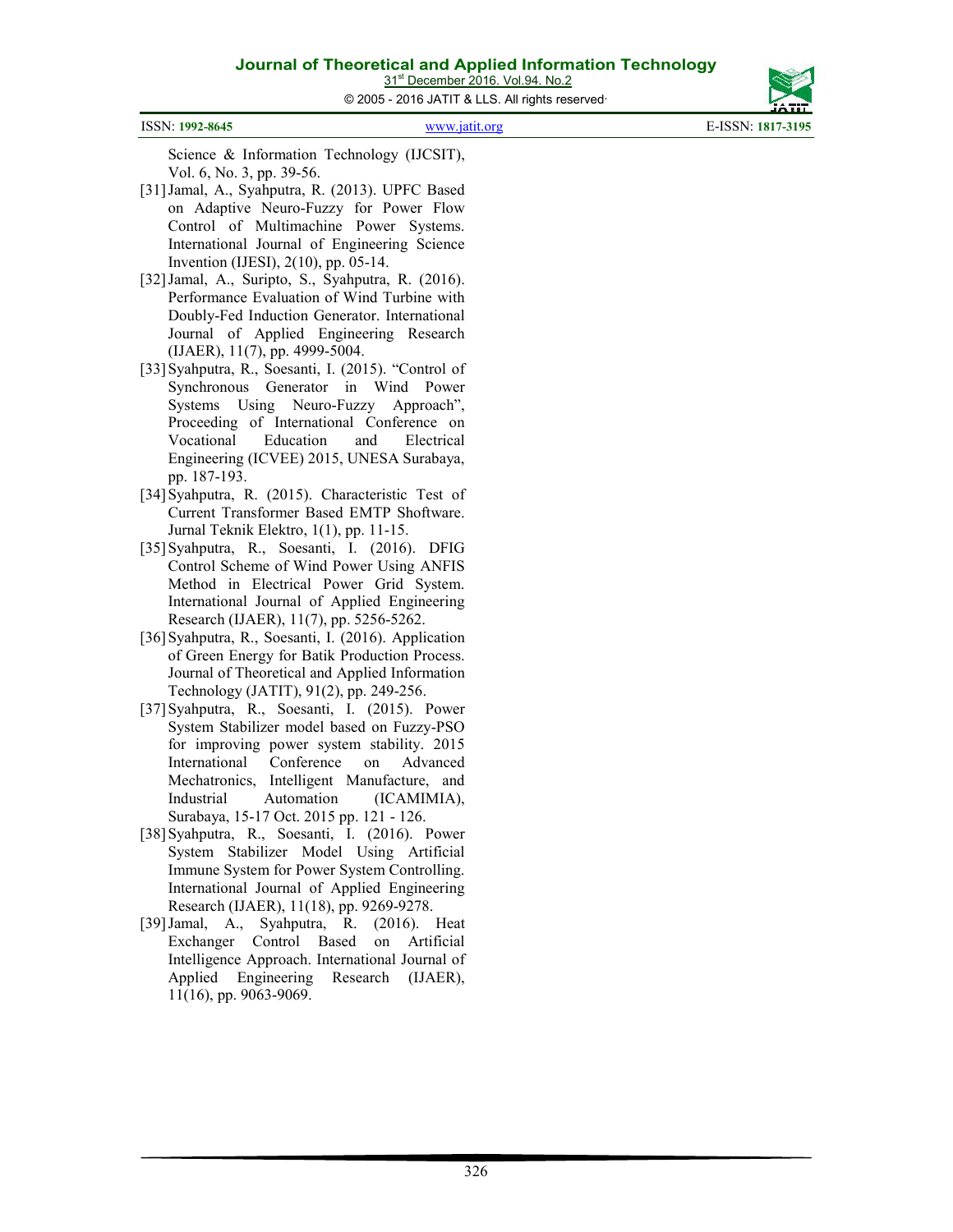Science & Information Technology (IJCSIT), Vol. 6, No. 3, pp. 39-56.

[31] Jamal, A., Syahputra, R. (2013). UPFC Based on Adaptive Neuro-Fuzzy for Power Flow Control of Multimachine Power Systems. International Journal of Engineering Science Invention (IJESI), 2(10), pp. 05-14.

[32] Jamal, A., Suripto, S., Syahputra, R. (2016). Performance Evaluation of Wind Turbine with Doubly-Fed Induction Generator. International Journal of Applied Engineering Research (IJAER), 11(7), pp. 4999-5004.

[33] Syahputra, R., Soesanti, I. (2015). "Control of Synchronous Generator in Wind Power Systems Using Neuro-Fuzzy Approach", Proceeding of International Conference on Vocational Education and Electrical Engineering (ICVEE) 2015, UNESA Surabaya, pp. 187-193.

[34] Syahputra, R. (2015). Characteristic Test of Current Transformer Based EMTP Shoftware. Jurnal Teknik Elektro, 1(1), pp. 11-15.

[35] Syahputra, R., Soesanti, I. (2016). DFIG Control Scheme of Wind Power Using ANFIS Method in Electrical Power Grid System. International Journal of Applied Engineering Research (IJAER), 11(7), pp. 5256-5262.

[36] Syahputra, R., Soesanti, I. (2016). Application of Green Energy for Batik Production Process. Journal of Theoretical and Applied Information Technology (JATIT), 91(2), pp. 249-256.

[37] Syahputra, R., Soesanti, I. (2015). Power System Stabilizer model based on Fuzzy-PSO for improving power system stability. 2015 International Conference on Advanced Mechatronics, Intelligent Manufacture, and Industrial Automation (ICAMIMIA), Surabaya, 15-17 Oct. 2015 pp. 121 - 126.

[38] Syahputra, R., Soesanti, I. (2016). Power System Stabilizer Model Using Artificial Immune System for Power System Controlling. International Journal of Applied Engineering Research (IJAER), 11(18), pp. 9269-9278.

[39] Jamal, A., Syahputra, R. (2016). Heat Exchanger Control Based on Artificial Intelligence Approach. International Journal of Applied Engineering Research (IJAER), 11(16), pp. 9063-9069.